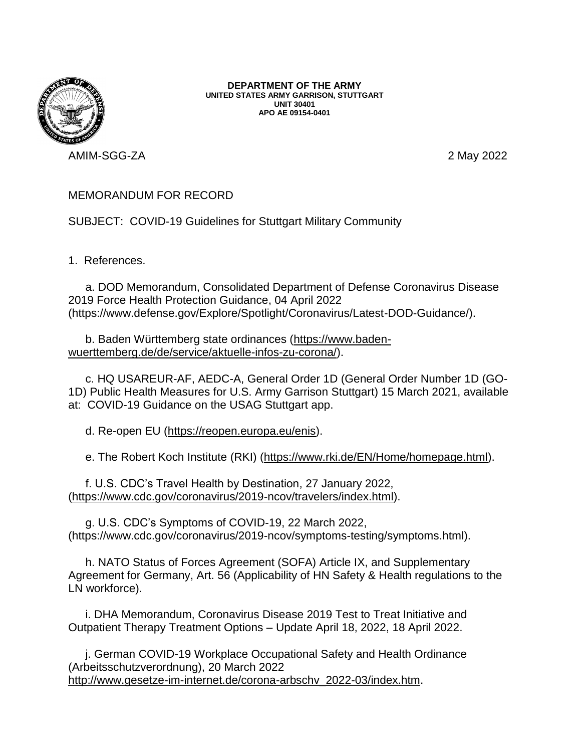**DEPARTMENT OF THE ARMY**
**UNITED STATES ARMY GARRISON, STUTTGART**
**UNIT 30401**
**APO AE 09154-0401**

AMIM-SGG-ZA 2 May 2022

MEMORANDUM FOR RECORD

SUBJECT: COVID-19 Guidelines for Stuttgart Military Community

1. References.

   a. DOD Memorandum, Consolidated Department of Defense Coronavirus Disease 2019 Force Health Protection Guidance, 04 April 2022 (https://www.defense.gov/Explore/Spotlight/Coronavirus/Latest-DOD-Guidance/).

   b. Baden Württemberg state ordinances (https://www.baden-wuerttemberg.de/de/service/aktuelle-infos-zu-corona/).

   c. HQ USAREUR-AF, AEDC-A, General Order 1D (General Order Number 1D (GO-1D) Public Health Measures for U.S. Army Garrison Stuttgart) 15 March 2021, available at: COVID-19 Guidance on the USAG Stuttgart app.

   d. Re-open EU (https://reopen.europa.eu/enis).

   e. The Robert Koch Institute (RKI) (https://www.rki.de/EN/Home/homepage.html).

   f. U.S. CDC's Travel Health by Destination, 27 January 2022, (https://www.cdc.gov/coronavirus/2019-ncov/travelers/index.html).

   g. U.S. CDC's Symptoms of COVID-19, 22 March 2022, (https://www.cdc.gov/coronavirus/2019-ncov/symptoms-testing/symptoms.html).

   h. NATO Status of Forces Agreement (SOFA) Article IX, and Supplementary Agreement for Germany, Art. 56 (Applicability of HN Safety & Health regulations to the LN workforce).

   i. DHA Memorandum, Coronavirus Disease 2019 Test to Treat Initiative and Outpatient Therapy Treatment Options – Update April 18, 2022, 18 April 2022.

   j. German COVID-19 Workplace Occupational Safety and Health Ordinance (Arbeitsschutzverordnung), 20 March 2022 http://www.gesetze-im-internet.de/corona-arbschv_2022-03/index.htm.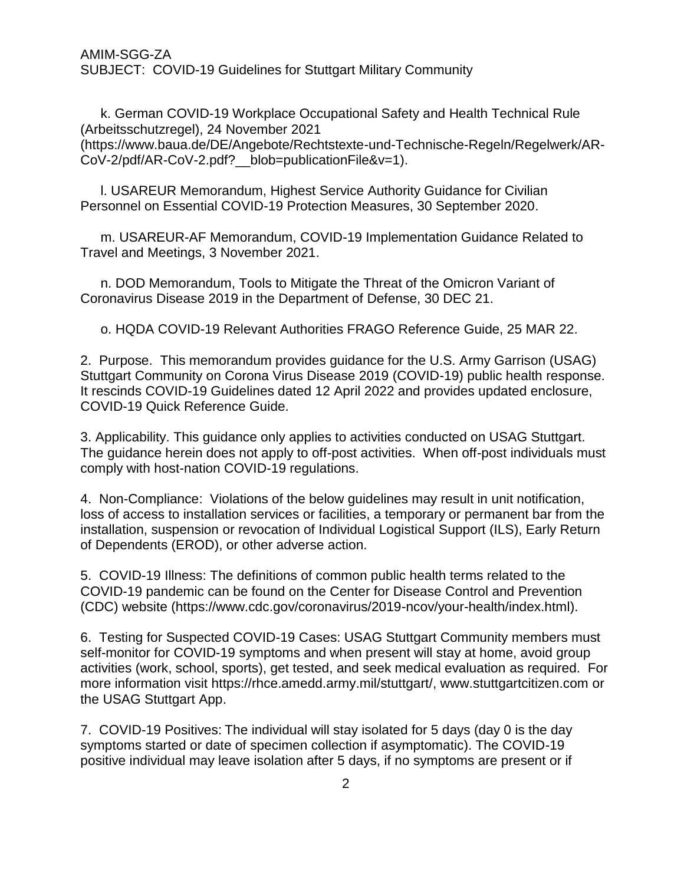AMIM-SGG-ZA
SUBJECT: COVID-19 Guidelines for Stuttgart Military Community

k. German COVID-19 Workplace Occupational Safety and Health Technical Rule (Arbeitsschutzregel), 24 November 2021 (https://www.baua.de/DE/Angebote/Rechtstexte-und-Technische-Regeln/Regelwerk/AR-CoV-2/pdf/AR-CoV-2.pdf?__blob=publicationFile&v=1).

l. USAREUR Memorandum, Highest Service Authority Guidance for Civilian Personnel on Essential COVID-19 Protection Measures, 30 September 2020.

m. USAREUR-AF Memorandum, COVID-19 Implementation Guidance Related to Travel and Meetings, 3 November 2021.

n. DOD Memorandum, Tools to Mitigate the Threat of the Omicron Variant of Coronavirus Disease 2019 in the Department of Defense, 30 DEC 21.

o. HQDA COVID-19 Relevant Authorities FRAGO Reference Guide, 25 MAR 22.

2. Purpose. This memorandum provides guidance for the U.S. Army Garrison (USAG) Stuttgart Community on Corona Virus Disease 2019 (COVID-19) public health response. It rescinds COVID-19 Guidelines dated 12 April 2022 and provides updated enclosure, COVID-19 Quick Reference Guide.

3. Applicability. This guidance only applies to activities conducted on USAG Stuttgart. The guidance herein does not apply to off-post activities. When off-post individuals must comply with host-nation COVID-19 regulations.

4. Non-Compliance: Violations of the below guidelines may result in unit notification, loss of access to installation services or facilities, a temporary or permanent bar from the installation, suspension or revocation of Individual Logistical Support (ILS), Early Return of Dependents (EROD), or other adverse action.

5. COVID-19 Illness: The definitions of common public health terms related to the COVID-19 pandemic can be found on the Center for Disease Control and Prevention (CDC) website (https://www.cdc.gov/coronavirus/2019-ncov/your-health/index.html).

6. Testing for Suspected COVID-19 Cases: USAG Stuttgart Community members must self-monitor for COVID-19 symptoms and when present will stay at home, avoid group activities (work, school, sports), get tested, and seek medical evaluation as required. For more information visit https://rhce.amedd.army.mil/stuttgart/, www.stuttgartcitizen.com or the USAG Stuttgart App.

7. COVID-19 Positives: The individual will stay isolated for 5 days (day 0 is the day symptoms started or date of specimen collection if asymptomatic). The COVID-19 positive individual may leave isolation after 5 days, if no symptoms are present or if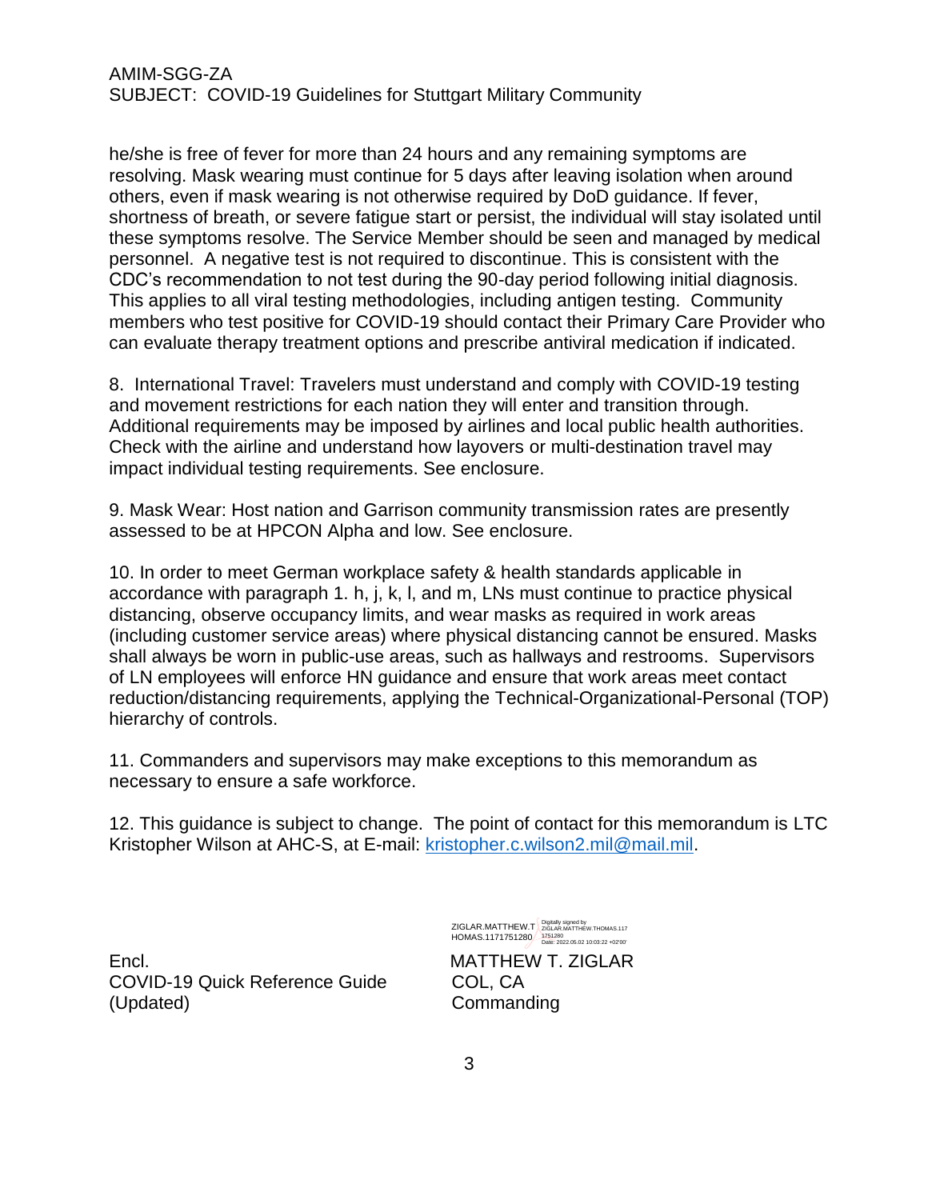he/she is free of fever for more than 24 hours and any remaining symptoms are resolving. Mask wearing must continue for 5 days after leaving isolation when around others, even if mask wearing is not otherwise required by DoD guidance. If fever, shortness of breath, or severe fatigue start or persist, the individual will stay isolated until these symptoms resolve. The Service Member should be seen and managed by medical personnel. A negative test is not required to discontinue. This is consistent with the CDC's recommendation to not test during the 90-day period following initial diagnosis. This applies to all viral testing methodologies, including antigen testing. Community members who test positive for COVID-19 should contact their Primary Care Provider who can evaluate therapy treatment options and prescribe antiviral medication if indicated.

8. International Travel: Travelers must understand and comply with COVID-19 testing and movement restrictions for each nation they will enter and transition through. Additional requirements may be imposed by airlines and local public health authorities. Check with the airline and understand how layovers or multi-destination travel may impact individual testing requirements. See enclosure.

9. Mask Wear: Host nation and Garrison community transmission rates are presently assessed to be at HPCON Alpha and low. See enclosure.

10. In order to meet German workplace safety & health standards applicable in accordance with paragraph 1. h, j, k, l, and m, LNs must continue to practice physical distancing, observe occupancy limits, and wear masks as required in work areas (including customer service areas) where physical distancing cannot be ensured. Masks shall always be worn in public-use areas, such as hallways and restrooms. Supervisors of LN employees will enforce HN guidance and ensure that work areas meet contact reduction/distancing requirements, applying the Technical-Organizational-Personal (TOP) hierarchy of controls.

11. Commanders and supervisors may make exceptions to this memorandum as necessary to ensure a safe workforce.

12. This guidance is subject to change. The point of contact for this memorandum is LTC Kristopher Wilson at AHC-S, at E-mail: kristopher.c.wilson2.mil@mail.mil.

ZIGLAR.MATTHEW.THOMAS.1171751280 Digitally signed by ZIGLAR.MATTHEW.THOMAS.1171751280 Date: 2022.05.02 10:03:22 +02'00'

MATTHEW T. ZIGLAR
COL, CA
Commanding

Encl.
COVID-19 Quick Reference Guide (Updated)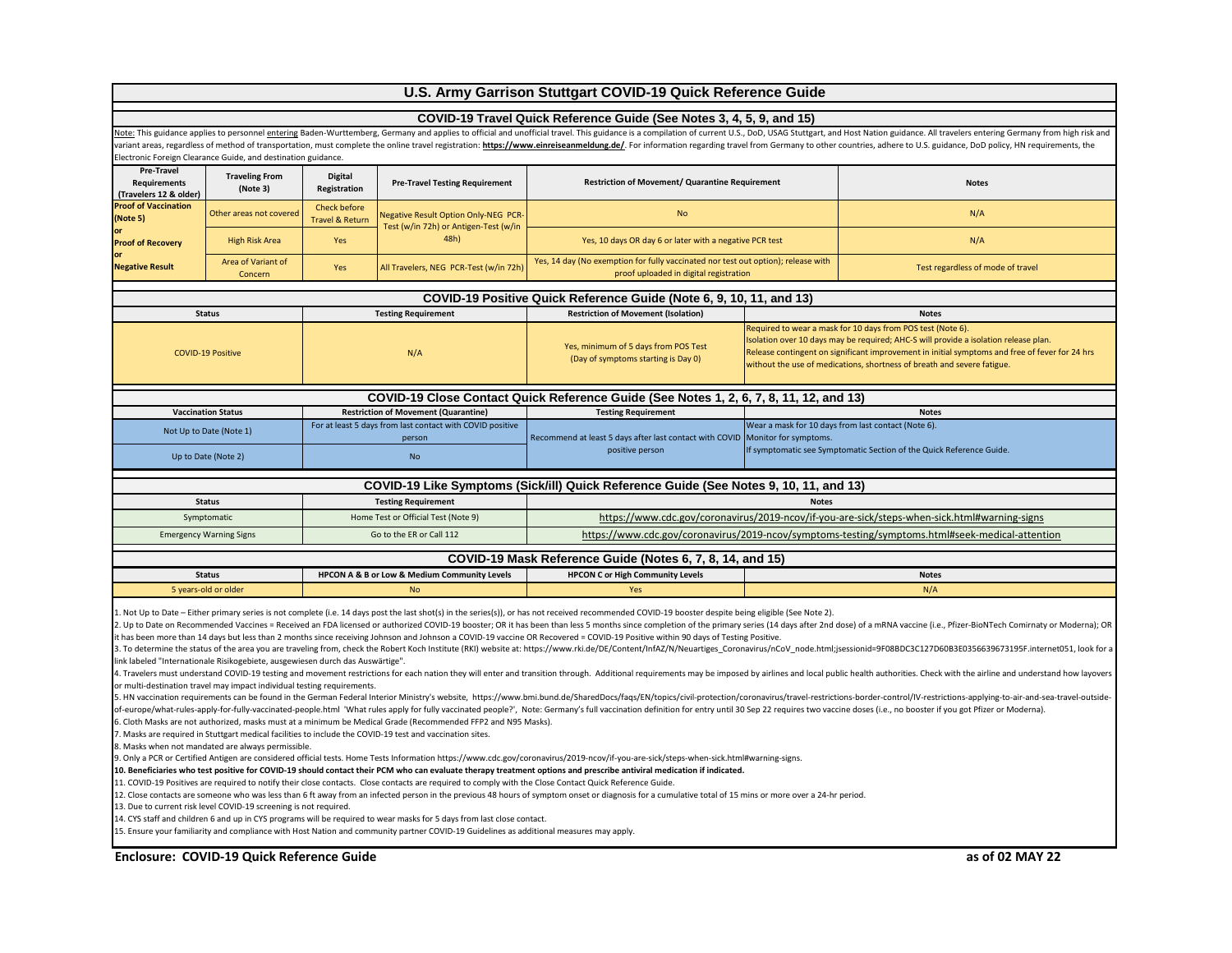# U.S. Army Garrison Stuttgart COVID-19 Quick Reference Guide

## COVID-19 Travel Quick Reference Guide (See Notes 3, 4, 5, 9, and 15)

Note: This guidance applies to personnel entering Baden-Wurttemberg, Germany and applies to official and unofficial travel. This guidance is a compilation of current U.S., DoD, USAG Stuttgart, and Host Nation guidance. All travelers entering Germany from high risk and variant areas, regardless of method of transportation, must complete the online travel registration: **https://www.einreiseanmeldung.de/**. For information regarding travel from Germany to other countries, adhere to U.S. guidance, DoD policy, HN requirements, the Electronic Foreign Clearance Guide, and destination guidance.

| Pre-Travel Requirements (Travelers 12 & older) | Traveling From (Note 3) | Digital Registration | Pre-Travel Testing Requirement | Restriction of Movement/ Quarantine Requirement | Notes |
|---|---|---|---|---|---|
| **Proof of Vaccination (Note 5) or Proof of Recovery or Negative Result** | Other areas not covered | Check before Travel & Return | Negative Result Option Only-NEG PCR-Test (w/in 72h) or Antigen-Test (w/in 48h) | No | N/A |
| | High Risk Area | Yes | | Yes, 10 days OR day 6 or later with a negative PCR test | N/A |
| | Area of Variant of Concern | Yes | All Travelers, NEG PCR-Test (w/in 72h) | Yes, 14 day (No exemption for fully vaccinated nor test out option); release with proof uploaded in digital registration | Test regardless of mode of travel |

## COVID-19 Positive Quick Reference Guide (Note 6, 9, 10, 11, and 13)

| Status | Testing Requirement | Restriction of Movement (Isolation) | Notes |
|---|---|---|---|
| COVID-19 Positive | N/A | Yes, minimum of 5 days from POS Test (Day of symptoms starting is Day 0) | Required to wear a mask for 10 days from POS test (Note 6). Isolation over 10 days may be required; AHC-S will provide a isolation release plan. Release contingent on significant improvement in initial symptoms and free of fever for 24 hrs without the use of medications, shortness of breath and severe fatigue. |

## COVID-19 Close Contact Quick Reference Guide (See Notes 1, 2, 6, 7, 8, 11, 12, and 13)

| Vaccination Status | Restriction of Movement (Quarantine) | Testing Requirement | Notes |
|---|---|---|---|
| Not Up to Date (Note 1) | For at least 5 days from last contact with COVID positive person | Recommend at least 5 days after last contact with COVID positive person | Wear a mask for 10 days from last contact (Note 6). Monitor for symptoms. If symptomatic see Symptomatic Section of the Quick Reference Guide. |
| Up to Date (Note 2) | No | | |

## COVID-19 Like Symptoms (Sick/ill) Quick Reference Guide (See Notes 9, 10, 11, and 13)

| Status | Testing Requirement | Notes |
|---|---|---|
| Symptomatic | Home Test or Official Test (Note 9) | https://www.cdc.gov/coronavirus/2019-ncov/if-you-are-sick/steps-when-sick.html#warning-signs |
| Emergency Warning Signs | Go to the ER or Call 112 | https://www.cdc.gov/coronavirus/2019-ncov/symptoms-testing/symptoms.html#seek-medical-attention |

## COVID-19 Mask Reference Guide (Notes 6, 7, 8, 14, and 15)

| Status | HPCON A & B or Low & Medium Community Levels | HPCON C or High Community Levels | Notes |
|---|---|---|---|
| 5 years-old or older | No | Yes | N/A |

1. Not Up to Date – Either primary series is not complete (i.e. 14 days post the last shot(s) in the series(s)), or has not received recommended COVID-19 booster despite being eligible (See Note 2).
2. Up to Date on Recommended Vaccines = Received an FDA licensed or authorized COVID-19 booster; OR it has been less than less 5 months since completion of the primary series (14 days after 2nd dose) of a mRNA vaccine (i.e., Pfizer-BioNTech Comirnaty or Moderna); OR it has been more than 14 days but less than 2 months since receiving Johnson and Johnson a COVID-19 vaccine OR Recovered = COVID-19 Positive within 90 days of Testing Positive.
3. To determine the status of the area you are traveling from, check the Robert Koch Institute (RKI) website at: https://www.rki.de/DE/Content/InfAZ/N/Neuartiges_Coronavirus/nCoV_node.html;jsessionid=9F08BDC3C127D60B3E0356639673195F.internet051, look for a link labeled "Internationale Risikogebiete, ausgewiesen durch das Auswärtige".
4. Travelers must understand COVID-19 testing and movement restrictions for each nation they will enter and transition through. Additional requirements may be imposed by airlines and local public health authorities. Check with the airline and understand how layovers or multi-destination travel may impact individual testing requirements.
5. HN vaccination requirements can be found in the German Federal Interior Ministry's website, https://www.bmi.bund.de/SharedDocs/faqs/EN/topics/civil-protection/coronavirus/travel-restrictions-border-control/IV-restrictions-applying-to-air-and-sea-travel-outside-of-europe/what-rules-apply-for-fully-vaccinated-people.html 'What rules apply for fully vaccinated people?', Note: Germany's full vaccination definition for entry until 30 Sep 22 requires two vaccine doses (i.e., no booster if you got Pfizer or Moderna).
6. Cloth Masks are not authorized, masks must at a minimum be Medical Grade (Recommended FFP2 and N95 Masks).
7. Masks are required in Stuttgart medical facilities to include the COVID-19 test and vaccination sites.
8. Masks when not mandated are always permissible.
9. Only a PCR or Certified Antigen are considered official tests. Home Tests Information https://www.cdc.gov/coronavirus/2019-ncov/if-you-are-sick/steps-when-sick.html#warning-signs.
10. **Beneficiaries who test positive for COVID-19 should contact their PCM who can evaluate therapy treatment options and prescribe antiviral medication if indicated.**
11. COVID-19 Positives are required to notify their close contacts. Close contacts are required to comply with the Close Contact Quick Reference Guide.
12. Close contacts are someone who was less than 6 ft away from an infected person in the previous 48 hours of symptom onset or diagnosis for a cumulative total of 15 mins or more over a 24-hr period.
13. Due to current risk level COVID-19 screening is not required.
14. CYS staff and children 6 and up in CYS programs will be required to wear masks for 5 days from last close contact.
15. Ensure your familiarity and compliance with Host Nation and community partner COVID-19 Guidelines as additional measures may apply.

**Enclosure: COVID-19 Quick Reference Guide** **as of 02 MAY 22**